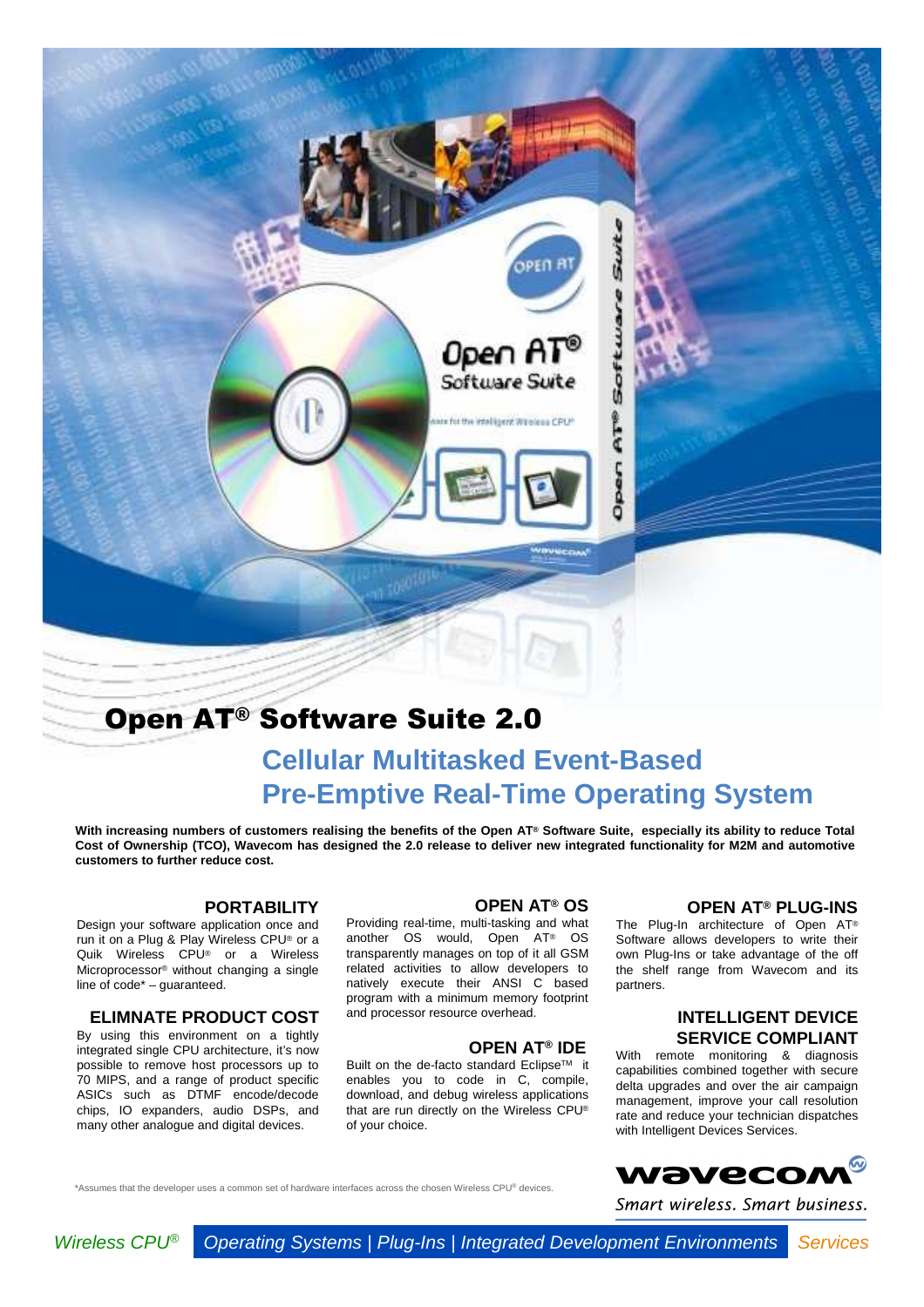# Open AT® Software Suite 2.0

## Cellular Multitasked Event-Based Pre-Emptive Real-Time Operating System

**With increasing numbers of customers realising the benefits of the Open AT® Software Suite, especially its ability to reduce Total Cost of Ownership (TCO), Wavecom has designed the 2.0 release to deliver new integrated functionality for M2M and automotive customers to further reduce cost.**

### PORTABILITY

Design your software application once and run it on a Plug & Play Wireless CPU® or a Quik Wireless CPU® or a Wireless Microprocessor® without changing a single line of code* – guaranteed.

### ELIMNATE PRODUCT COST

By using this environment on a tightly integrated single CPU architecture, it's now possible to remove host processors up to 70 MIPS, and a range of product specific ASICs such as DTMF encode/decode chips, IO expanders, audio DSPs, and many other analogue and digital devices.

### OPEN AT® OS

Providing real-time, multi-tasking and what another OS would, Open AT® OS transparently manages on top of it all GSM related activities to allow developers to natively execute their ANSI C based program with a minimum memory footprint and processor resource overhead.

### OPEN AT® IDE

Built on the de-facto standard Eclipse™ it enables you to code in C, compile, download, and debug wireless applications that are run directly on the Wireless CPU® of your choice.

### OPEN AT® PLUG-INS

The Plug-In architecture of Open AT® Software allows developers to write their own Plug-Ins or take advantage of the off the shelf range from Wavecom and its partners.

### INTELLIGENT DEVICE SERVICE COMPLIANT

With remote monitoring & diagnosis capabilities combined together with secure delta upgrades and over the air campaign management, improve your call resolution rate and reduce your technician dispatches with Intelligent Devices Services.

*Assumes that the developer uses a common set of hardware interfaces across the chosen Wireless CPU® devices.

wavecom — Smart wireless. Smart business.

Wireless CPU® | Operating Systems | Plug-Ins | Integrated Development Environments | Services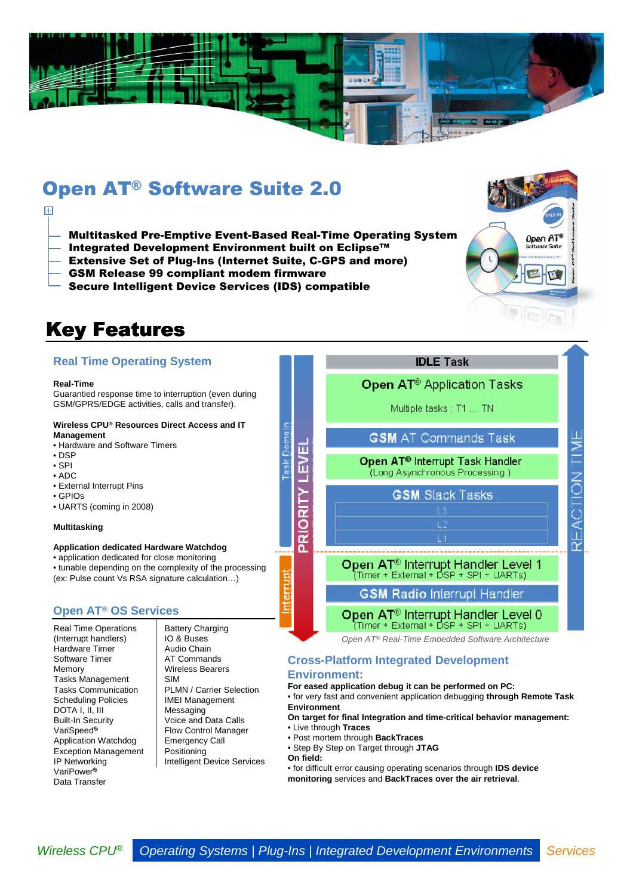# Open AT® Software Suite 2.0

- **Multitasked Pre-Emptive Event-Based Real-Time Operating System**
- **Integrated Development Environment built on Eclipse™**
- **Extensive Set of Plug-Ins (Internet Suite, C-GPS and more)**
- **GSM Release 99 compliant modem firmware**
- **Secure Intelligent Device Services (IDS) compatible**

## Key Features

### Real Time Operating System

**Real-Time**
Guarantied response time to interruption (even during GSM/GPRS/EDGE activities, calls and transfer).

**Wireless CPU® Resources Direct Access and IT Management**
- Hardware and Software Timers
- DSP
- SPI
- ADC
- External Interrupt Pins
- GPIOs
- UARTS (coming in 2008)

**Multitasking**

**Application dedicated Hardware Watchdog**
- application dedicated for close monitoring
- tunable depending on the complexity of the processing (ex: Pulse count Vs RSA signature calculation…)

### Open AT® OS Services

| | |
|---|---|
| Real Time Operations (Interrupt handlers) | Battery Charging |
| Hardware Timer | IO & Buses |
| Software Timer | Audio Chain |
| Memory | AT Commands |
| Tasks Management | Wireless Bearers |
| Tasks Communication | SIM |
| Scheduling Policies | PLMN / Carrier Selection |
| DOTA I, II, III | IMEI Management |
| Built-In Security | Messaging |
| VariSpeed® | Voice and Data Calls |
| Application Watchdog | Flow Control Manager |
| Exception Management | Emergency Call |
| IP Networking | Positioning |
| VariPower® | Intelligent Device Services |
| Data Transfer | |

Task Domain / Interrupt — PRIORITY LEVEL — REACTION TIME

- IDLE Task
- Open AT® Application Tasks — Multiple tasks : T1 … TN
- GSM AT Commands Task
- Open AT® Interrupt Task Handler (Long Asynchronous Processing )
- GSM Stack Tasks — L3, L2, L1
- Open AT® Interrupt Handler Level 1 (Timer + External + DSP + SPI + UARTs)
- GSM Radio Interrupt Handler
- Open AT® Interrupt Handler Level 0 (Timer + External + DSP + SPI + UARTs)

*Open AT® Real-Time Embedded Software Architecture*

### Cross-Platform Integrated Development Environment:

**For eased application debug it can be performed on PC:**
- for very fast and convenient application debugging **through Remote Task Environment**

**On target for final Integration and time-critical behavior management:**
- Live through **Traces**
- Post mortem through **BackTraces**
- Step By Step on Target through **JTAG**

**On field:**
- for difficult error causing operating scenarios through **IDS device monitoring** services and **BackTraces over the air retrieval**.

*Wireless CPU®* | *Operating Systems | Plug-Ins | Integrated Development Environments* | *Services*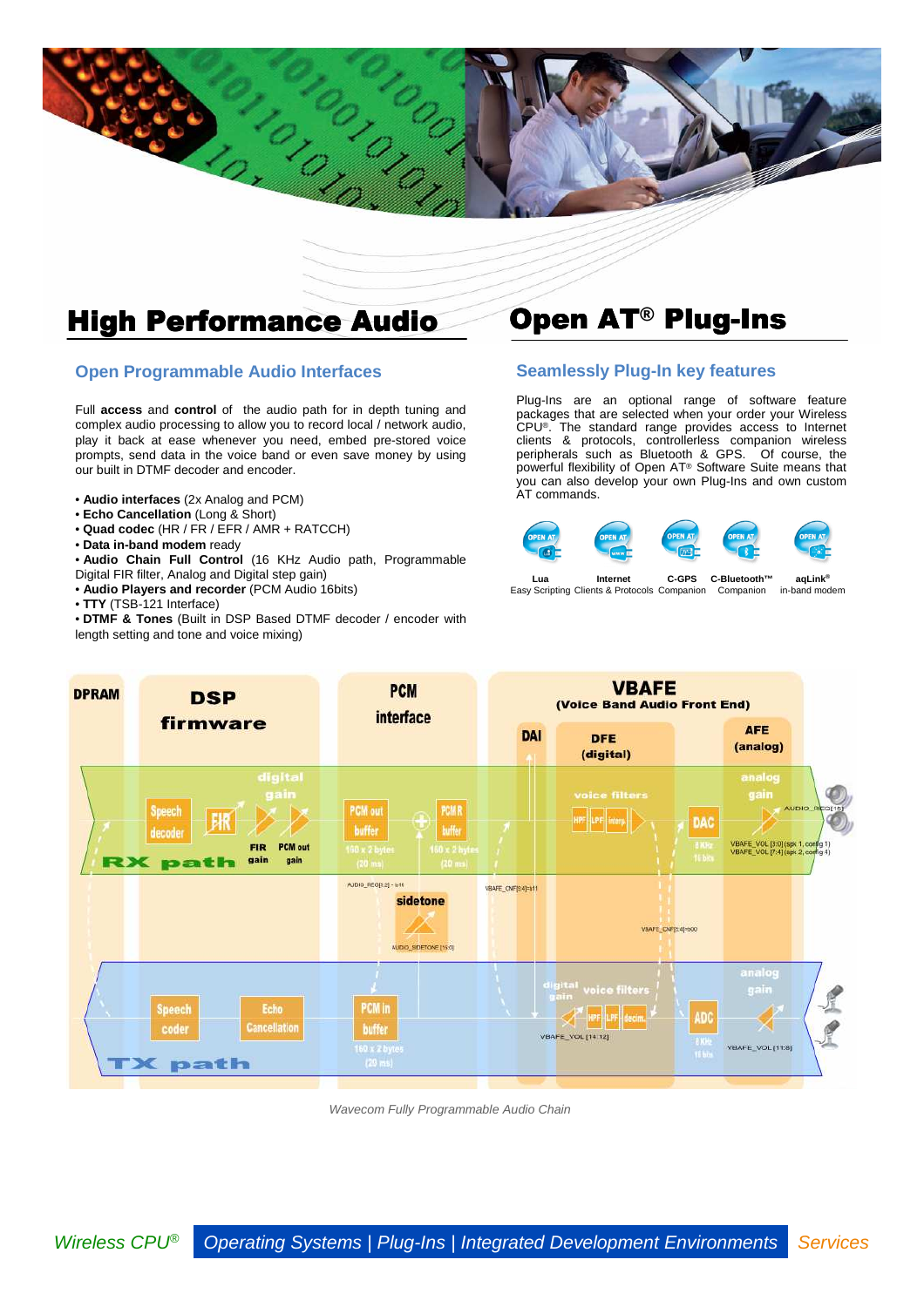# High Performance Audio

## Open Programmable Audio Interfaces

Full **access** and **control** of the audio path for in depth tuning and complex audio processing to allow you to record local / network audio, play it back at ease whenever you need, embed pre-stored voice prompts, send data in the voice band or even save money by using our built in DTMF decoder and encoder.

- **Audio interfaces** (2x Analog and PCM)
- **Echo Cancellation** (Long & Short)
- **Quad codec** (HR / FR / EFR / AMR + RATCCH)
- **Data in-band modem** ready
- **Audio Chain Full Control** (16 KHz Audio path, Programmable Digital FIR filter, Analog and Digital step gain)
- **Audio Players and recorder** (PCM Audio 16bits)
- **TTY** (TSB-121 Interface)
- **DTMF & Tones** (Built in DSP Based DTMF decoder / encoder with length setting and tone and voice mixing)

# Open AT® Plug-Ins

## Seamlessly Plug-In key features

Plug-Ins are an optional range of software feature packages that are selected when your order your Wireless CPU®. The standard range provides access to Internet clients & protocols, controllerless companion wireless peripherals such as Bluetooth & GPS. Of course, the powerful flexibility of Open AT® Software Suite means that you can also develop your own Plug-Ins and own custom AT commands.

- **Lua** – Easy Scripting
- **Internet** – Clients & Protocols
- **C-GPS** – Companion
- **C-Bluetooth™** – Companion
- **aqLink®** – in-band modem

*Wavecom Fully Programmable Audio Chain*

*Wireless CPU® | Operating Systems | Plug-Ins | Integrated Development Environments | Services*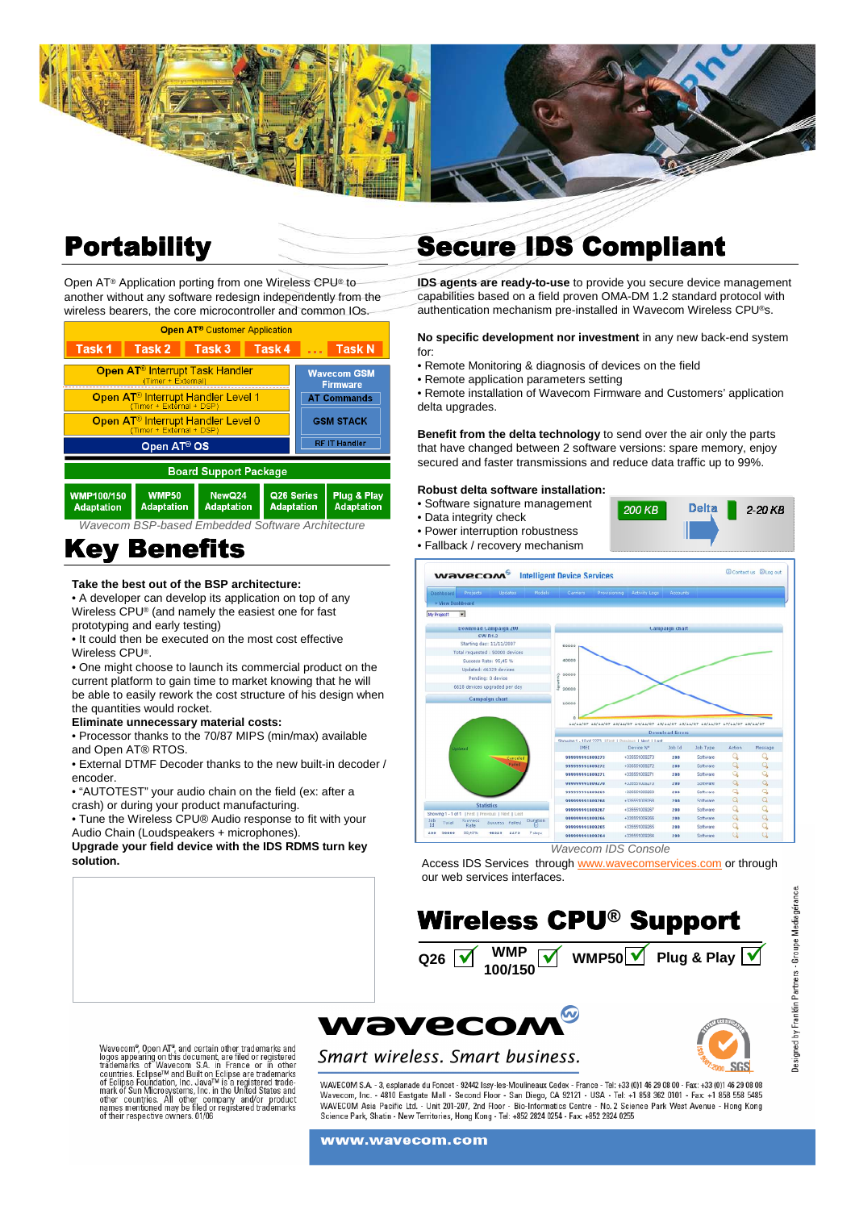# Portability

Open AT® Application porting from one Wireless CPU® to another without any software redesign independently from the wireless bearers, the core microcontroller and common IOs.

Open AT® Customer Application

Task 1 | Task 2 | Task 3 | Task 4 | ... | Task N

Open AT® Interrupt Task Handler (Timer + External)

Open AT® Interrupt Handler Level 1 (Timer + External + DSP)

Open AT® Interrupt Handler Level 0 (Timer + External + DSP)

Open AT® OS

Wavecom GSM Firmware

AT Commands

GSM STACK

RF IT Handler

Board Support Package

WMP100/150 Adaptation | WMP50 Adaptation | NewQ24 Adaptation | Q26 Series Adaptation | Plug & Play Adaptation

*Wavecom BSP-based Embedded Software Architecture*

# Key Benefits

**Take the best out of the BSP architecture:**

- A developer can develop its application on top of any Wireless CPU® (and namely the easiest one for fast prototyping and early testing)
- It could then be executed on the most cost effective Wireless CPU®.
- One might choose to launch its commercial product on the current platform to gain time to market knowing that he will be able to easily rework the cost structure of his design when the quantities would rocket.

**Eliminate unnecessary material costs:**

- Processor thanks to the 70/87 MIPS (min/max) available and Open AT® RTOS.
- External DTMF Decoder thanks to the new built-in decoder / encoder.
- "AUTOTEST" your audio chain on the field (ex: after a crash) or during your product manufacturing.
- Tune the Wireless CPU® Audio response to fit with your Audio Chain (Loudspeakers + microphones).

**Upgrade your field device with the IDS RDMS turn key solution.**

# Secure IDS Compliant

**IDS agents are ready-to-use** to provide you secure device management capabilities based on a field proven OMA-DM 1.2 standard protocol with authentication mechanism pre-installed in Wavecom Wireless CPU®s.

**No specific development nor investment** in any new back-end system for:

- Remote Monitoring & diagnosis of devices on the field
- Remote application parameters setting
- Remote installation of Wavecom Firmware and Customers' application delta upgrades.

**Benefit from the delta technology** to send over the air only the parts that have changed between 2 software versions: spare memory, enjoy secured and faster transmissions and reduce data traffic up to 99%.

**Robust delta software installation:**

- Software signature management
- Data integrity check
- Power interruption robustness
- Fallback / recovery mechanism

200 KB → Delta → 2-20 KB

*Wavecom IDS Console*

Access IDS Services through www.wavecomservices.com or through our web services interfaces.

# Wireless CPU® Support

Q26 ☑ WMP 100/150 ☑ WMP50 ☑ Plug & Play ☑

Wavecom®, Open AT®, and certain other trademarks and logos appearing on this document, are filed or registered trademarks of Wavecom S.A. in France or in other countries. Eclipse™ and Built on Eclipse are trademarks of Eclipse Foundation, Inc. Java™ is a registered trademark of Sun Microsystems, Inc. in the United States and other countries. All other company and/or product names mentioned may be filed or registered trademarks of their respective owners. 01/08

WAVECOM

*Smart wireless. Smart business.*

WAVECOM S.A. - 3, esplanade du Foncet - 92442 Issy-les-Moulineaux Cedex - France - Tel: +33 (0)1 46 29 08 00 - Fax: +33 (0)1 46 29 08 08
Wavecom, Inc. - 4810 Eastgate Mall - Second Floor - San Diego, CA 92121 - USA - Tel: +1 858 362 0101 - Fax: +1 858 558 5485
WAVECOM Asia Pacific Ltd. - Unit 201-207, 2nd Floor - Bio-Informatics Centre - No. 2 Science Park West Avenue - Hong Kong Science Park, Shatin - New Territories, Hong Kong - Tel: +852 2824 0254 - Fax: +852 2824 0255

www.wavecom.com

Designed by Franklin Partners - Groupe Mediagérance.